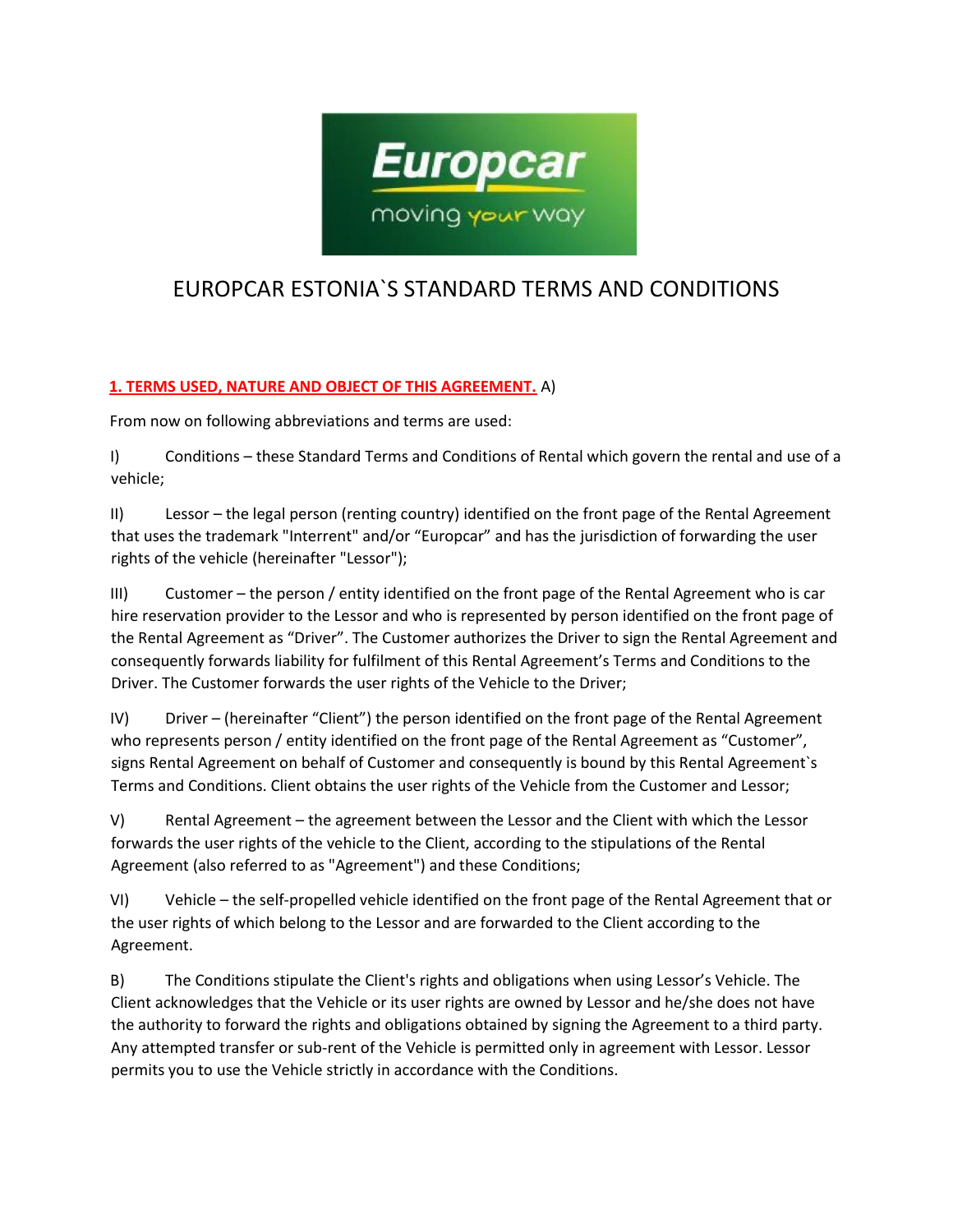# EUROPCAR ESTONIA`S STANDARD TERMS AND CONDITIONS

**1. TERMS USED, NATURE AND OBJECT OF THIS AGREEMENT.** A)

From now on following abbreviations and terms are used:

I) Conditions – these Standard Terms and Conditions of Rental which govern the rental and use of a vehicle;

II) Lessor – the legal person (renting country) identified on the front page of the Rental Agreement that uses the trademark "Interrent" and/or "Europcar" and has the jurisdiction of forwarding the user rights of the vehicle (hereinafter "Lessor");

III) Customer – the person / entity identified on the front page of the Rental Agreement who is car hire reservation provider to the Lessor and who is represented by person identified on the front page of the Rental Agreement as "Driver". The Customer authorizes the Driver to sign the Rental Agreement and consequently forwards liability for fulfilment of this Rental Agreement's Terms and Conditions to the Driver. The Customer forwards the user rights of the Vehicle to the Driver;

IV) Driver – (hereinafter "Client") the person identified on the front page of the Rental Agreement who represents person / entity identified on the front page of the Rental Agreement as "Customer", signs Rental Agreement on behalf of Customer and consequently is bound by this Rental Agreement`s Terms and Conditions. Client obtains the user rights of the Vehicle from the Customer and Lessor;

V) Rental Agreement – the agreement between the Lessor and the Client with which the Lessor forwards the user rights of the vehicle to the Client, according to the stipulations of the Rental Agreement (also referred to as "Agreement") and these Conditions;

VI) Vehicle – the self-propelled vehicle identified on the front page of the Rental Agreement that or the user rights of which belong to the Lessor and are forwarded to the Client according to the Agreement.

B) The Conditions stipulate the Client's rights and obligations when using Lessor's Vehicle. The Client acknowledges that the Vehicle or its user rights are owned by Lessor and he/she does not have the authority to forward the rights and obligations obtained by signing the Agreement to a third party. Any attempted transfer or sub-rent of the Vehicle is permitted only in agreement with Lessor. Lessor permits you to use the Vehicle strictly in accordance with the Conditions.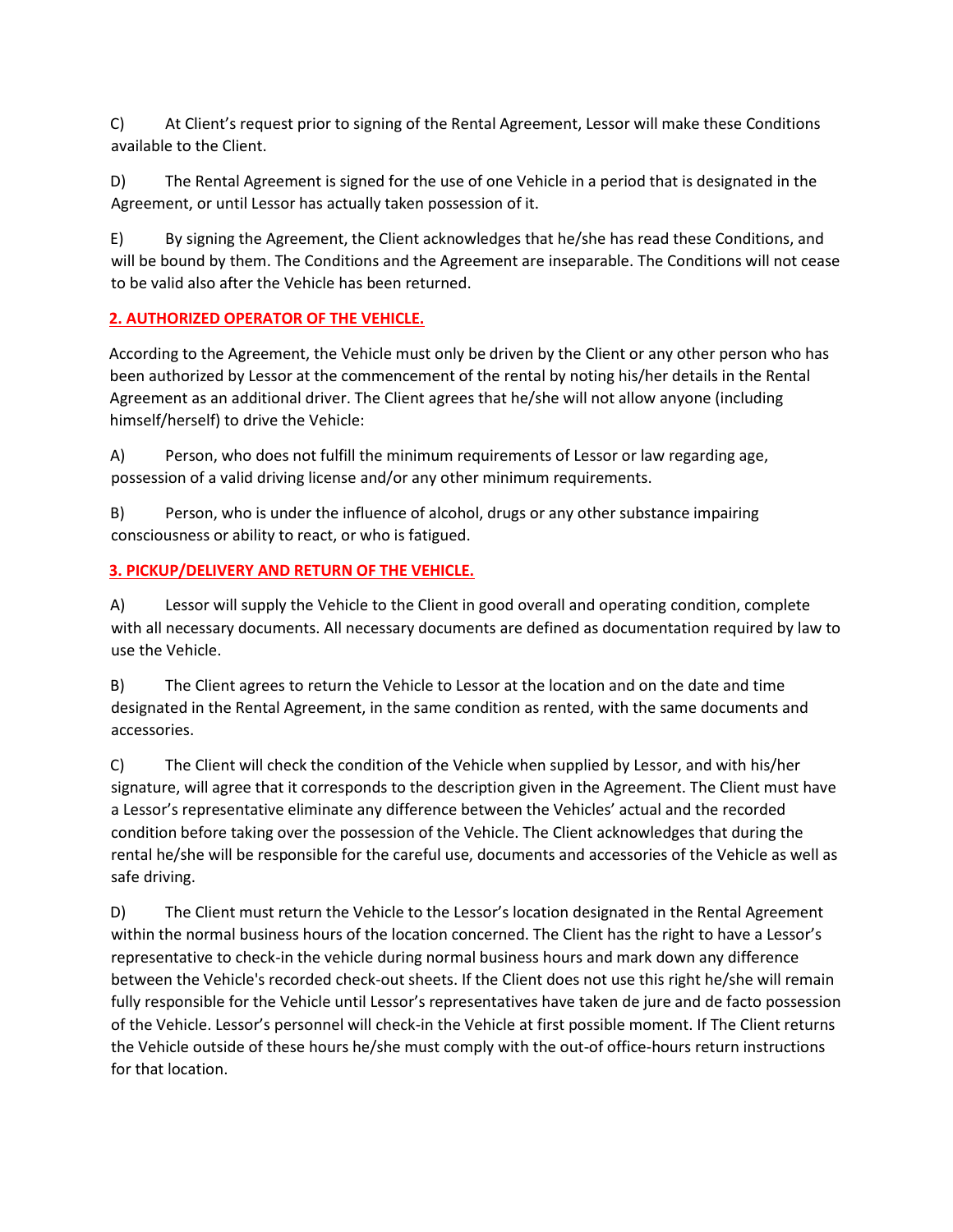C) At Client's request prior to signing of the Rental Agreement, Lessor will make these Conditions available to the Client.

D) The Rental Agreement is signed for the use of one Vehicle in a period that is designated in the Agreement, or until Lessor has actually taken possession of it.

E) By signing the Agreement, the Client acknowledges that he/she has read these Conditions, and will be bound by them. The Conditions and the Agreement are inseparable. The Conditions will not cease to be valid also after the Vehicle has been returned.

## 2. AUTHORIZED OPERATOR OF THE VEHICLE.

According to the Agreement, the Vehicle must only be driven by the Client or any other person who has been authorized by Lessor at the commencement of the rental by noting his/her details in the Rental Agreement as an additional driver. The Client agrees that he/she will not allow anyone (including himself/herself) to drive the Vehicle:

A) Person, who does not fulfill the minimum requirements of Lessor or law regarding age, possession of a valid driving license and/or any other minimum requirements.

B) Person, who is under the influence of alcohol, drugs or any other substance impairing consciousness or ability to react, or who is fatigued.

## 3. PICKUP/DELIVERY AND RETURN OF THE VEHICLE.

A) Lessor will supply the Vehicle to the Client in good overall and operating condition, complete with all necessary documents. All necessary documents are defined as documentation required by law to use the Vehicle.

B) The Client agrees to return the Vehicle to Lessor at the location and on the date and time designated in the Rental Agreement, in the same condition as rented, with the same documents and accessories.

C) The Client will check the condition of the Vehicle when supplied by Lessor, and with his/her signature, will agree that it corresponds to the description given in the Agreement. The Client must have a Lessor's representative eliminate any difference between the Vehicles' actual and the recorded condition before taking over the possession of the Vehicle. The Client acknowledges that during the rental he/she will be responsible for the careful use, documents and accessories of the Vehicle as well as safe driving.

D) The Client must return the Vehicle to the Lessor's location designated in the Rental Agreement within the normal business hours of the location concerned. The Client has the right to have a Lessor's representative to check-in the vehicle during normal business hours and mark down any difference between the Vehicle's recorded check-out sheets. If the Client does not use this right he/she will remain fully responsible for the Vehicle until Lessor's representatives have taken de jure and de facto possession of the Vehicle. Lessor's personnel will check-in the Vehicle at first possible moment. If The Client returns the Vehicle outside of these hours he/she must comply with the out-of office-hours return instructions for that location.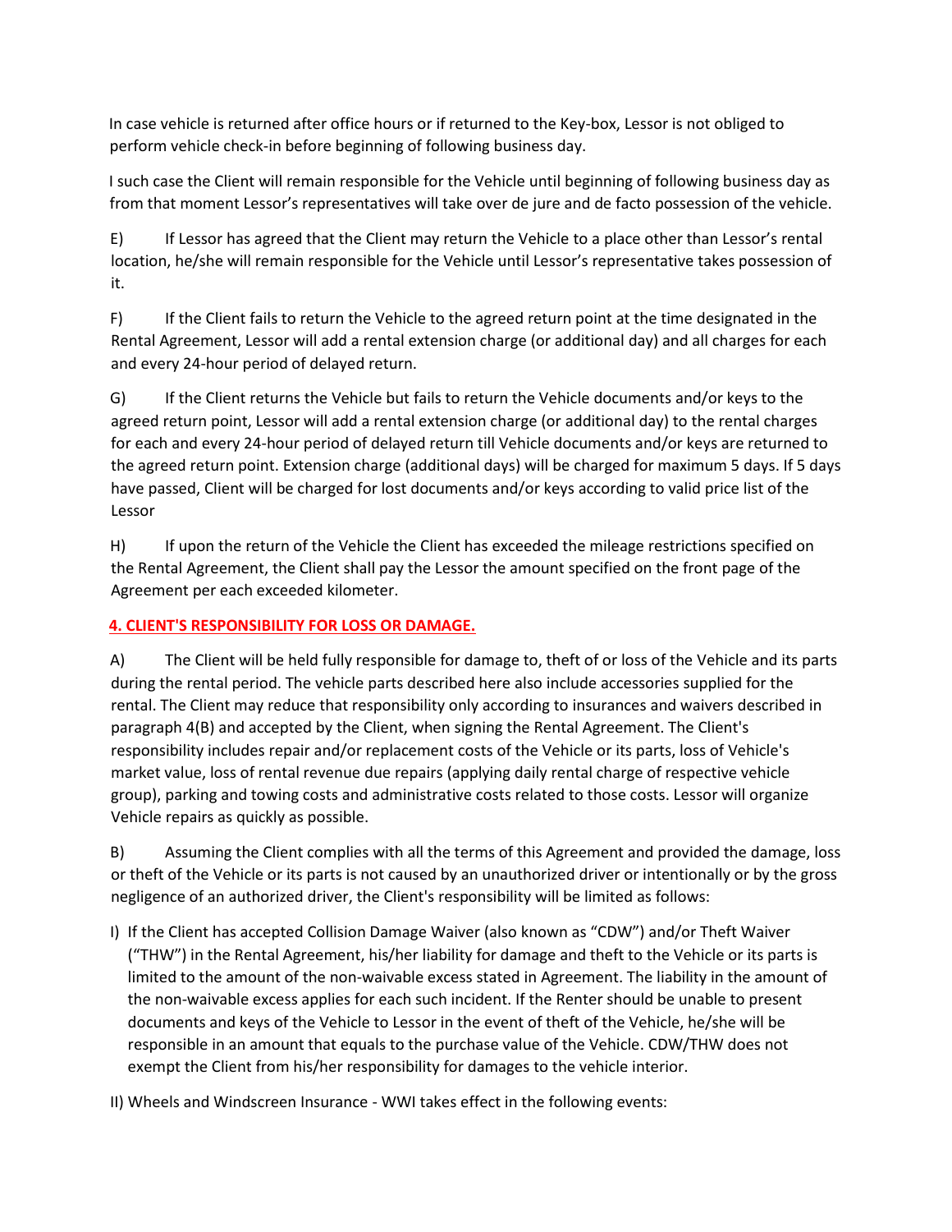In case vehicle is returned after office hours or if returned to the Key-box, Lessor is not obliged to perform vehicle check-in before beginning of following business day.

I such case the Client will remain responsible for the Vehicle until beginning of following business day as from that moment Lessor's representatives will take over de jure and de facto possession of the vehicle.

E) If Lessor has agreed that the Client may return the Vehicle to a place other than Lessor's rental location, he/she will remain responsible for the Vehicle until Lessor's representative takes possession of it.

F) If the Client fails to return the Vehicle to the agreed return point at the time designated in the Rental Agreement, Lessor will add a rental extension charge (or additional day) and all charges for each and every 24-hour period of delayed return.

G) If the Client returns the Vehicle but fails to return the Vehicle documents and/or keys to the agreed return point, Lessor will add a rental extension charge (or additional day) to the rental charges for each and every 24-hour period of delayed return till Vehicle documents and/or keys are returned to the agreed return point. Extension charge (additional days) will be charged for maximum 5 days. If 5 days have passed, Client will be charged for lost documents and/or keys according to valid price list of the Lessor

H) If upon the return of the Vehicle the Client has exceeded the mileage restrictions specified on the Rental Agreement, the Client shall pay the Lessor the amount specified on the front page of the Agreement per each exceeded kilometer.

## 4. CLIENT'S RESPONSIBILITY FOR LOSS OR DAMAGE.

A) The Client will be held fully responsible for damage to, theft of or loss of the Vehicle and its parts during the rental period. The vehicle parts described here also include accessories supplied for the rental. The Client may reduce that responsibility only according to insurances and waivers described in paragraph 4(B) and accepted by the Client, when signing the Rental Agreement. The Client's responsibility includes repair and/or replacement costs of the Vehicle or its parts, loss of Vehicle's market value, loss of rental revenue due repairs (applying daily rental charge of respective vehicle group), parking and towing costs and administrative costs related to those costs. Lessor will organize Vehicle repairs as quickly as possible.

B) Assuming the Client complies with all the terms of this Agreement and provided the damage, loss or theft of the Vehicle or its parts is not caused by an unauthorized driver or intentionally or by the gross negligence of an authorized driver, the Client's responsibility will be limited as follows:

I) If the Client has accepted Collision Damage Waiver (also known as "CDW") and/or Theft Waiver ("THW") in the Rental Agreement, his/her liability for damage and theft to the Vehicle or its parts is limited to the amount of the non-waivable excess stated in Agreement. The liability in the amount of the non-waivable excess applies for each such incident. If the Renter should be unable to present documents and keys of the Vehicle to Lessor in the event of theft of the Vehicle, he/she will be responsible in an amount that equals to the purchase value of the Vehicle. CDW/THW does not exempt the Client from his/her responsibility for damages to the vehicle interior.

II) Wheels and Windscreen Insurance - WWI takes effect in the following events: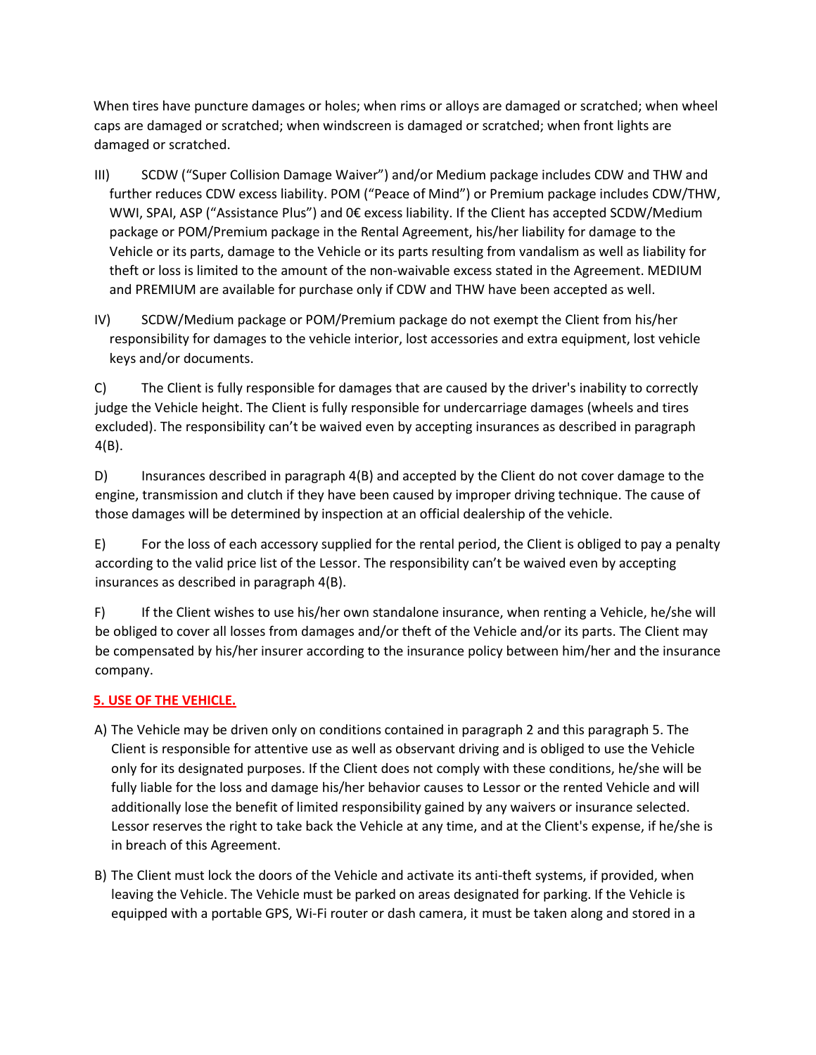When tires have puncture damages or holes; when rims or alloys are damaged or scratched; when wheel caps are damaged or scratched; when windscreen is damaged or scratched; when front lights are damaged or scratched.

III) SCDW ("Super Collision Damage Waiver") and/or Medium package includes CDW and THW and further reduces CDW excess liability. POM ("Peace of Mind") or Premium package includes CDW/THW, WWI, SPAI, ASP ("Assistance Plus") and 0€ excess liability. If the Client has accepted SCDW/Medium package or POM/Premium package in the Rental Agreement, his/her liability for damage to the Vehicle or its parts, damage to the Vehicle or its parts resulting from vandalism as well as liability for theft or loss is limited to the amount of the non-waivable excess stated in the Agreement. MEDIUM and PREMIUM are available for purchase only if CDW and THW have been accepted as well.

IV) SCDW/Medium package or POM/Premium package do not exempt the Client from his/her responsibility for damages to the vehicle interior, lost accessories and extra equipment, lost vehicle keys and/or documents.

C) The Client is fully responsible for damages that are caused by the driver's inability to correctly judge the Vehicle height. The Client is fully responsible for undercarriage damages (wheels and tires excluded). The responsibility can't be waived even by accepting insurances as described in paragraph 4(B).

D) Insurances described in paragraph 4(B) and accepted by the Client do not cover damage to the engine, transmission and clutch if they have been caused by improper driving technique. The cause of those damages will be determined by inspection at an official dealership of the vehicle.

E) For the loss of each accessory supplied for the rental period, the Client is obliged to pay a penalty according to the valid price list of the Lessor. The responsibility can't be waived even by accepting insurances as described in paragraph 4(B).

F) If the Client wishes to use his/her own standalone insurance, when renting a Vehicle, he/she will be obliged to cover all losses from damages and/or theft of the Vehicle and/or its parts. The Client may be compensated by his/her insurer according to the insurance policy between him/her and the insurance company.

## 5. USE OF THE VEHICLE.

A) The Vehicle may be driven only on conditions contained in paragraph 2 and this paragraph 5. The Client is responsible for attentive use as well as observant driving and is obliged to use the Vehicle only for its designated purposes. If the Client does not comply with these conditions, he/she will be fully liable for the loss and damage his/her behavior causes to Lessor or the rented Vehicle and will additionally lose the benefit of limited responsibility gained by any waivers or insurance selected. Lessor reserves the right to take back the Vehicle at any time, and at the Client's expense, if he/she is in breach of this Agreement.

B) The Client must lock the doors of the Vehicle and activate its anti-theft systems, if provided, when leaving the Vehicle. The Vehicle must be parked on areas designated for parking. If the Vehicle is equipped with a portable GPS, Wi-Fi router or dash camera, it must be taken along and stored in a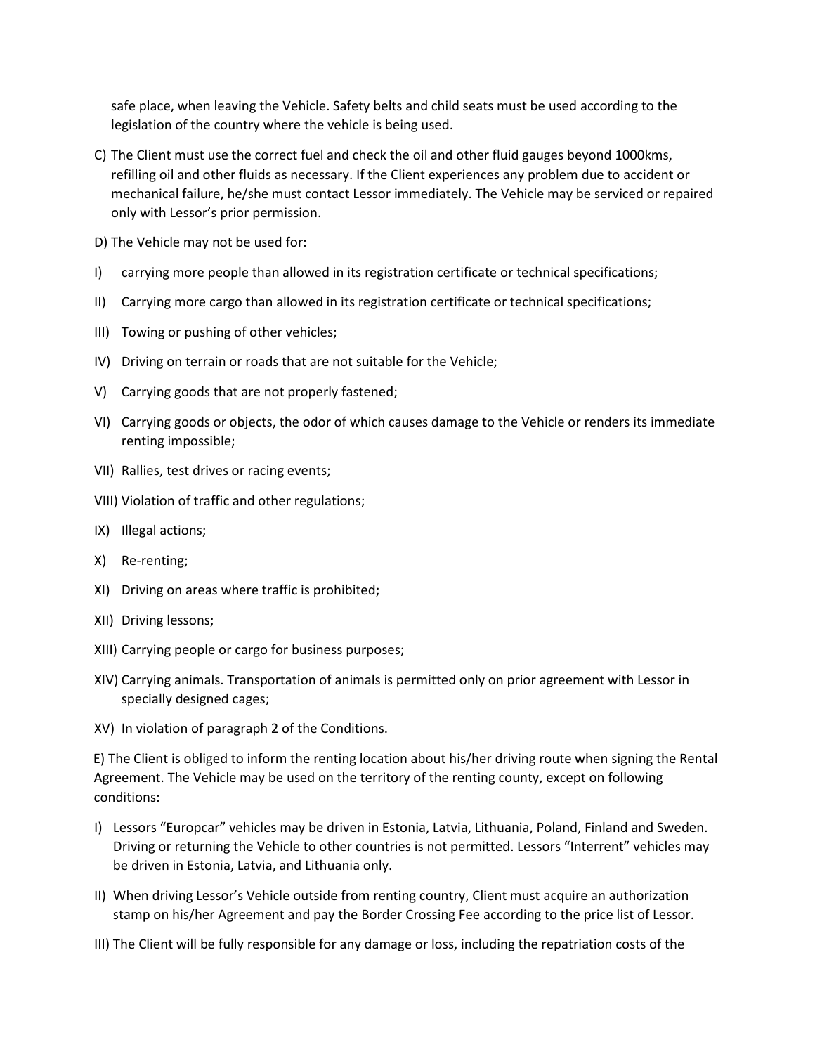safe place, when leaving the Vehicle. Safety belts and child seats must be used according to the legislation of the country where the vehicle is being used.

C) The Client must use the correct fuel and check the oil and other fluid gauges beyond 1000kms, refilling oil and other fluids as necessary. If the Client experiences any problem due to accident or mechanical failure, he/she must contact Lessor immediately. The Vehicle may be serviced or repaired only with Lessor's prior permission.

D) The Vehicle may not be used for:

I) carrying more people than allowed in its registration certificate or technical specifications;

II) Carrying more cargo than allowed in its registration certificate or technical specifications;

III) Towing or pushing of other vehicles;

IV) Driving on terrain or roads that are not suitable for the Vehicle;

V) Carrying goods that are not properly fastened;

VI) Carrying goods or objects, the odor of which causes damage to the Vehicle or renders its immediate renting impossible;

VII) Rallies, test drives or racing events;

VIII) Violation of traffic and other regulations;

IX) Illegal actions;

X) Re-renting;

XI) Driving on areas where traffic is prohibited;

XII) Driving lessons;

XIII) Carrying people or cargo for business purposes;

XIV) Carrying animals. Transportation of animals is permitted only on prior agreement with Lessor in specially designed cages;

XV) In violation of paragraph 2 of the Conditions.

E) The Client is obliged to inform the renting location about his/her driving route when signing the Rental Agreement. The Vehicle may be used on the territory of the renting county, except on following conditions:

I) Lessors "Europcar" vehicles may be driven in Estonia, Latvia, Lithuania, Poland, Finland and Sweden. Driving or returning the Vehicle to other countries is not permitted. Lessors "Interrent" vehicles may be driven in Estonia, Latvia, and Lithuania only.

II) When driving Lessor's Vehicle outside from renting country, Client must acquire an authorization stamp on his/her Agreement and pay the Border Crossing Fee according to the price list of Lessor.

III) The Client will be fully responsible for any damage or loss, including the repatriation costs of the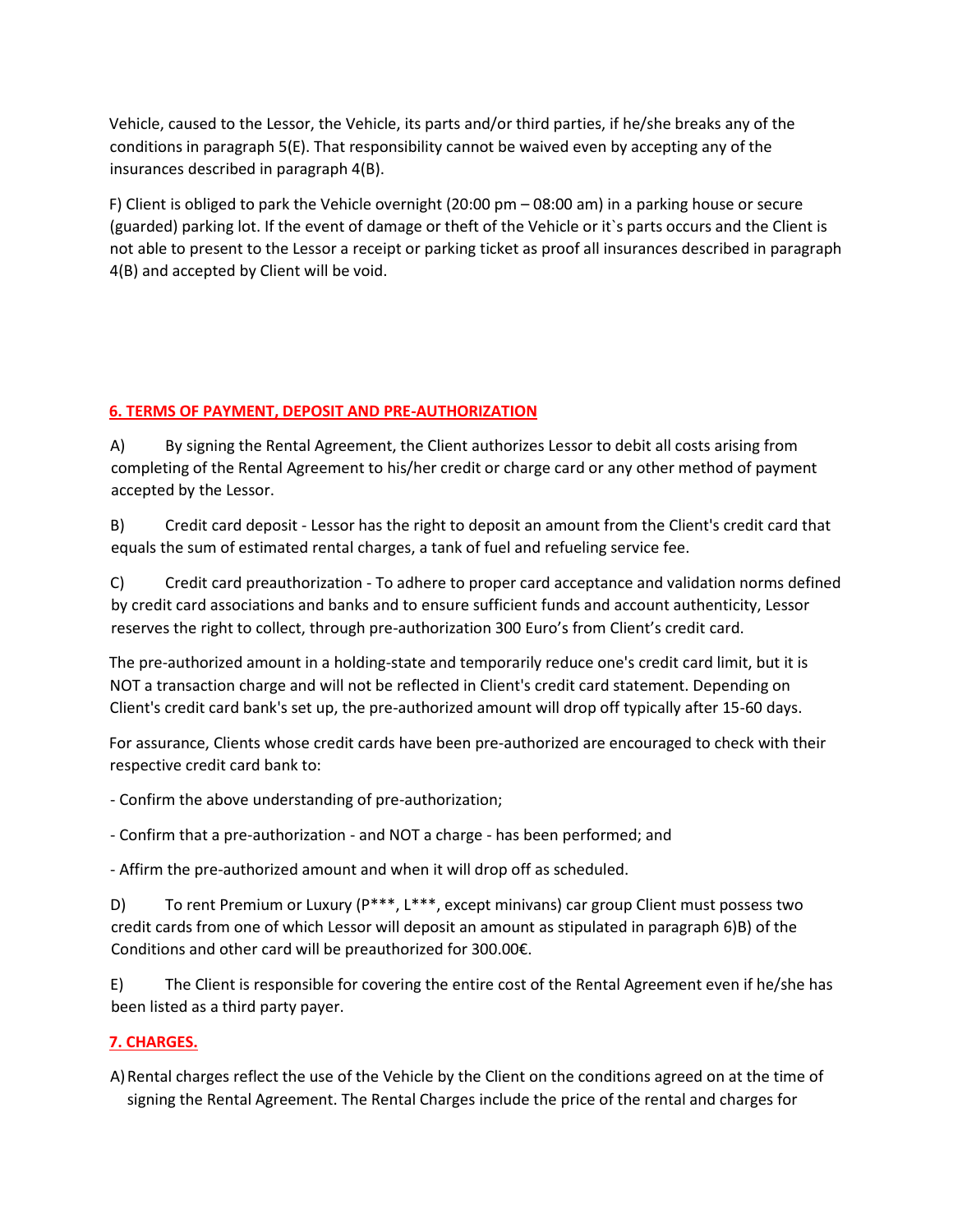Vehicle, caused to the Lessor, the Vehicle, its parts and/or third parties, if he/she breaks any of the conditions in paragraph 5(E). That responsibility cannot be waived even by accepting any of the insurances described in paragraph 4(B).

F) Client is obliged to park the Vehicle overnight (20:00 pm – 08:00 am) in a parking house or secure (guarded) parking lot. If the event of damage or theft of the Vehicle or it`s parts occurs and the Client is not able to present to the Lessor a receipt or parking ticket as proof all insurances described in paragraph 4(B) and accepted by Client will be void.

## 6. TERMS OF PAYMENT, DEPOSIT AND PRE-AUTHORIZATION

A) By signing the Rental Agreement, the Client authorizes Lessor to debit all costs arising from completing of the Rental Agreement to his/her credit or charge card or any other method of payment accepted by the Lessor.

B) Credit card deposit - Lessor has the right to deposit an amount from the Client's credit card that equals the sum of estimated rental charges, a tank of fuel and refueling service fee.

C) Credit card preauthorization - To adhere to proper card acceptance and validation norms defined by credit card associations and banks and to ensure sufficient funds and account authenticity, Lessor reserves the right to collect, through pre-authorization 300 Euro's from Client's credit card.

The pre-authorized amount in a holding-state and temporarily reduce one's credit card limit, but it is NOT a transaction charge and will not be reflected in Client's credit card statement. Depending on Client's credit card bank's set up, the pre-authorized amount will drop off typically after 15-60 days.

For assurance, Clients whose credit cards have been pre-authorized are encouraged to check with their respective credit card bank to:

- Confirm the above understanding of pre-authorization;

- Confirm that a pre-authorization - and NOT a charge - has been performed; and

- Affirm the pre-authorized amount and when it will drop off as scheduled.

D) To rent Premium or Luxury (P***, L***, except minivans) car group Client must possess two credit cards from one of which Lessor will deposit an amount as stipulated in paragraph 6)B) of the Conditions and other card will be preauthorized for 300.00€.

E) The Client is responsible for covering the entire cost of the Rental Agreement even if he/she has been listed as a third party payer.

## 7. CHARGES.

A) Rental charges reflect the use of the Vehicle by the Client on the conditions agreed on at the time of signing the Rental Agreement. The Rental Charges include the price of the rental and charges for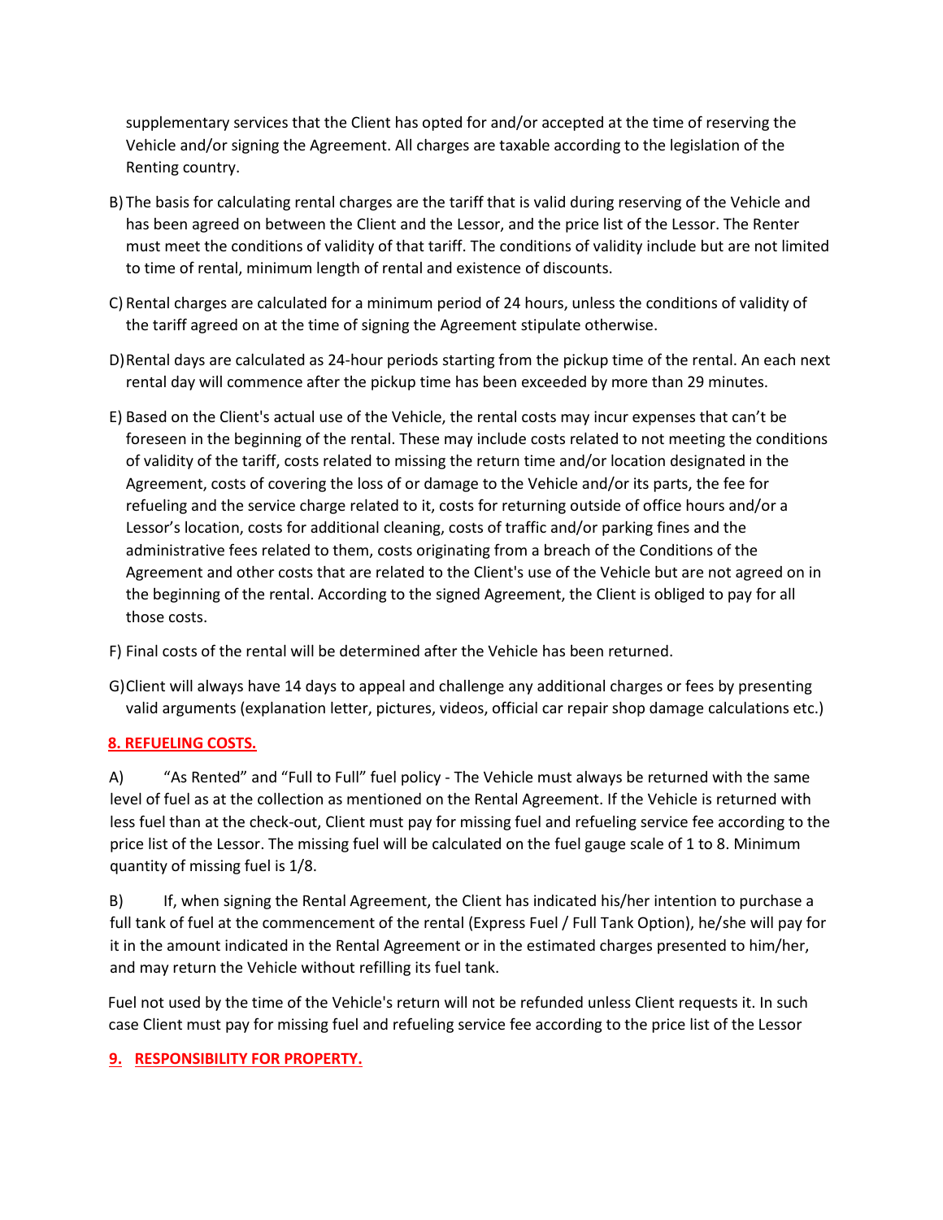supplementary services that the Client has opted for and/or accepted at the time of reserving the Vehicle and/or signing the Agreement. All charges are taxable according to the legislation of the Renting country.

B) The basis for calculating rental charges are the tariff that is valid during reserving of the Vehicle and has been agreed on between the Client and the Lessor, and the price list of the Lessor. The Renter must meet the conditions of validity of that tariff. The conditions of validity include but are not limited to time of rental, minimum length of rental and existence of discounts.

C) Rental charges are calculated for a minimum period of 24 hours, unless the conditions of validity of the tariff agreed on at the time of signing the Agreement stipulate otherwise.

D) Rental days are calculated as 24-hour periods starting from the pickup time of the rental. An each next rental day will commence after the pickup time has been exceeded by more than 29 minutes.

E) Based on the Client's actual use of the Vehicle, the rental costs may incur expenses that can't be foreseen in the beginning of the rental. These may include costs related to not meeting the conditions of validity of the tariff, costs related to missing the return time and/or location designated in the Agreement, costs of covering the loss of or damage to the Vehicle and/or its parts, the fee for refueling and the service charge related to it, costs for returning outside of office hours and/or a Lessor's location, costs for additional cleaning, costs of traffic and/or parking fines and the administrative fees related to them, costs originating from a breach of the Conditions of the Agreement and other costs that are related to the Client's use of the Vehicle but are not agreed on in the beginning of the rental. According to the signed Agreement, the Client is obliged to pay for all those costs.

F) Final costs of the rental will be determined after the Vehicle has been returned.

G) Client will always have 14 days to appeal and challenge any additional charges or fees by presenting valid arguments (explanation letter, pictures, videos, official car repair shop damage calculations etc.)

## 8. REFUELING COSTS.

A) "As Rented" and "Full to Full" fuel policy - The Vehicle must always be returned with the same level of fuel as at the collection as mentioned on the Rental Agreement. If the Vehicle is returned with less fuel than at the check-out, Client must pay for missing fuel and refueling service fee according to the price list of the Lessor. The missing fuel will be calculated on the fuel gauge scale of 1 to 8. Minimum quantity of missing fuel is 1/8.

B) If, when signing the Rental Agreement, the Client has indicated his/her intention to purchase a full tank of fuel at the commencement of the rental (Express Fuel / Full Tank Option), he/she will pay for it in the amount indicated in the Rental Agreement or in the estimated charges presented to him/her, and may return the Vehicle without refilling its fuel tank.

Fuel not used by the time of the Vehicle's return will not be refunded unless Client requests it. In such case Client must pay for missing fuel and refueling service fee according to the price list of the Lessor

## 9. RESPONSIBILITY FOR PROPERTY.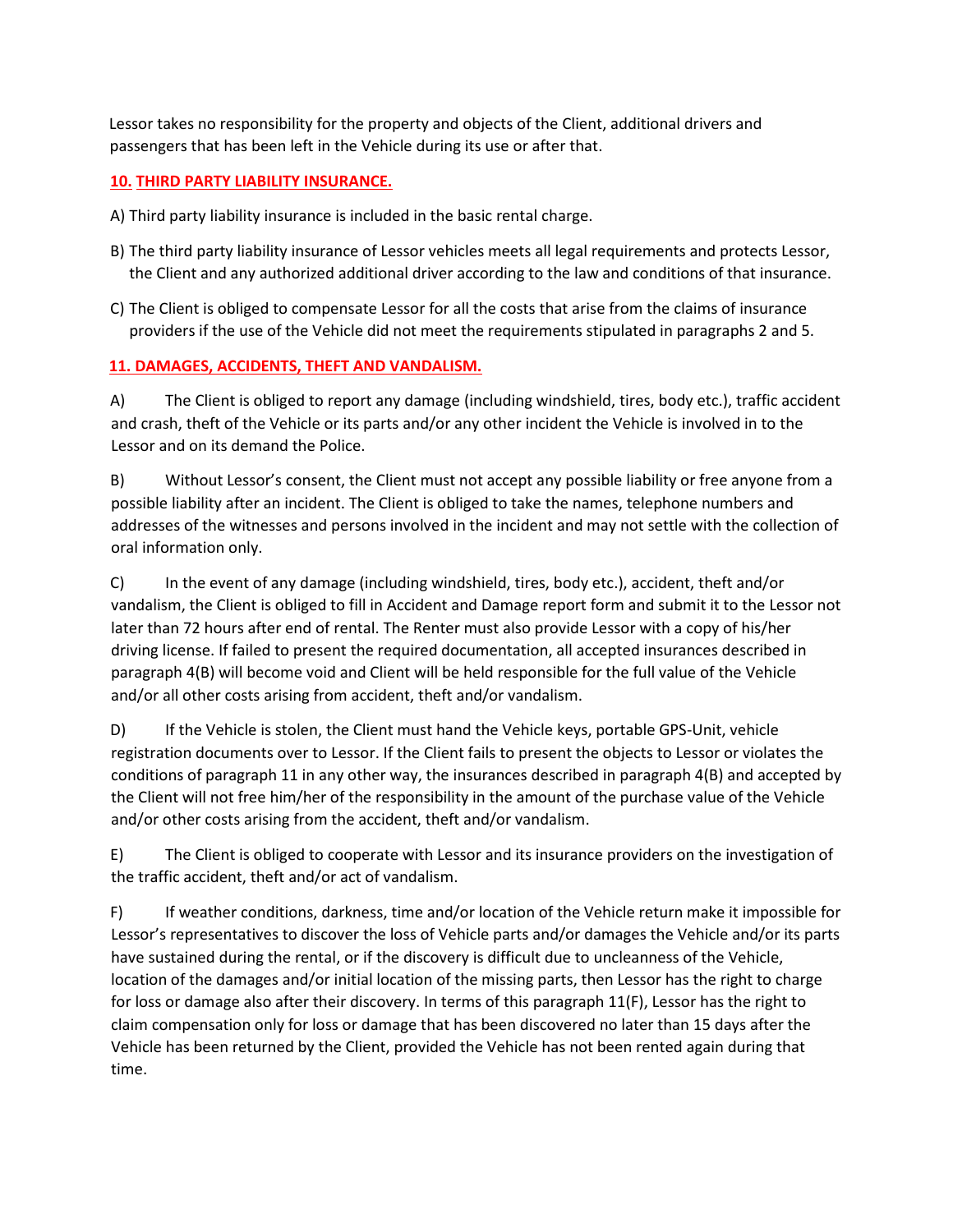Lessor takes no responsibility for the property and objects of the Client, additional drivers and passengers that has been left in the Vehicle during its use or after that.

## 10. THIRD PARTY LIABILITY INSURANCE.

A) Third party liability insurance is included in the basic rental charge.

B) The third party liability insurance of Lessor vehicles meets all legal requirements and protects Lessor, the Client and any authorized additional driver according to the law and conditions of that insurance.

C) The Client is obliged to compensate Lessor for all the costs that arise from the claims of insurance providers if the use of the Vehicle did not meet the requirements stipulated in paragraphs 2 and 5.

## 11. DAMAGES, ACCIDENTS, THEFT AND VANDALISM.

A) The Client is obliged to report any damage (including windshield, tires, body etc.), traffic accident and crash, theft of the Vehicle or its parts and/or any other incident the Vehicle is involved in to the Lessor and on its demand the Police.

B) Without Lessor's consent, the Client must not accept any possible liability or free anyone from a possible liability after an incident. The Client is obliged to take the names, telephone numbers and addresses of the witnesses and persons involved in the incident and may not settle with the collection of oral information only.

C) In the event of any damage (including windshield, tires, body etc.), accident, theft and/or vandalism, the Client is obliged to fill in Accident and Damage report form and submit it to the Lessor not later than 72 hours after end of rental. The Renter must also provide Lessor with a copy of his/her driving license. If failed to present the required documentation, all accepted insurances described in paragraph 4(B) will become void and Client will be held responsible for the full value of the Vehicle and/or all other costs arising from accident, theft and/or vandalism.

D) If the Vehicle is stolen, the Client must hand the Vehicle keys, portable GPS-Unit, vehicle registration documents over to Lessor. If the Client fails to present the objects to Lessor or violates the conditions of paragraph 11 in any other way, the insurances described in paragraph 4(B) and accepted by the Client will not free him/her of the responsibility in the amount of the purchase value of the Vehicle and/or other costs arising from the accident, theft and/or vandalism.

E) The Client is obliged to cooperate with Lessor and its insurance providers on the investigation of the traffic accident, theft and/or act of vandalism.

F) If weather conditions, darkness, time and/or location of the Vehicle return make it impossible for Lessor's representatives to discover the loss of Vehicle parts and/or damages the Vehicle and/or its parts have sustained during the rental, or if the discovery is difficult due to uncleanness of the Vehicle, location of the damages and/or initial location of the missing parts, then Lessor has the right to charge for loss or damage also after their discovery. In terms of this paragraph 11(F), Lessor has the right to claim compensation only for loss or damage that has been discovered no later than 15 days after the Vehicle has been returned by the Client, provided the Vehicle has not been rented again during that time.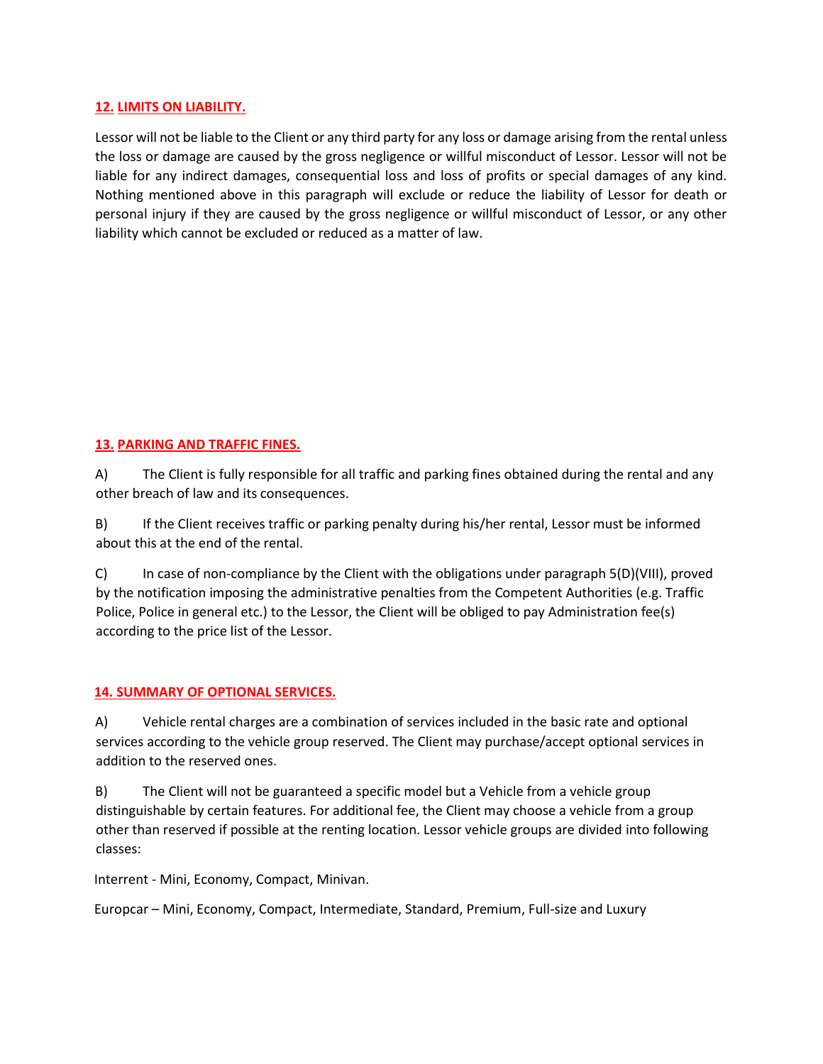## 12. LIMITS ON LIABILITY.

Lessor will not be liable to the Client or any third party for any loss or damage arising from the rental unless the loss or damage are caused by the gross negligence or willful misconduct of Lessor. Lessor will not be liable for any indirect damages, consequential loss and loss of profits or special damages of any kind. Nothing mentioned above in this paragraph will exclude or reduce the liability of Lessor for death or personal injury if they are caused by the gross negligence or willful misconduct of Lessor, or any other liability which cannot be excluded or reduced as a matter of law.

## 13. PARKING AND TRAFFIC FINES.

A) The Client is fully responsible for all traffic and parking fines obtained during the rental and any other breach of law and its consequences.

B) If the Client receives traffic or parking penalty during his/her rental, Lessor must be informed about this at the end of the rental.

C) In case of non-compliance by the Client with the obligations under paragraph 5(D)(VIII), proved by the notification imposing the administrative penalties from the Competent Authorities (e.g. Traffic Police, Police in general etc.) to the Lessor, the Client will be obliged to pay Administration fee(s) according to the price list of the Lessor.

## 14. SUMMARY OF OPTIONAL SERVICES.

A) Vehicle rental charges are a combination of services included in the basic rate and optional services according to the vehicle group reserved. The Client may purchase/accept optional services in addition to the reserved ones.

B) The Client will not be guaranteed a specific model but a Vehicle from a vehicle group distinguishable by certain features. For additional fee, the Client may choose a vehicle from a group other than reserved if possible at the renting location. Lessor vehicle groups are divided into following classes:

Interrent - Mini, Economy, Compact, Minivan.

Europcar – Mini, Economy, Compact, Intermediate, Standard, Premium, Full-size and Luxury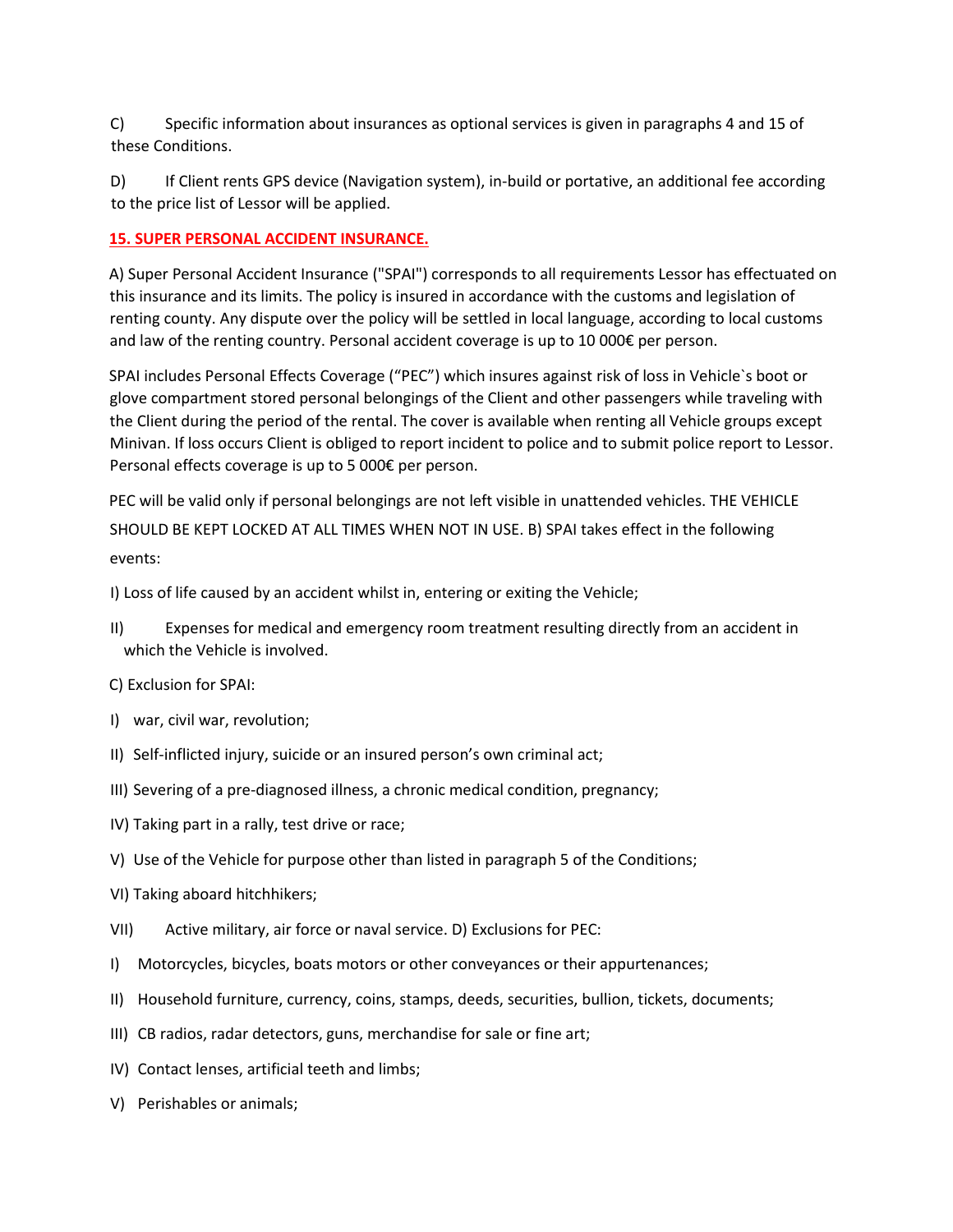C) Specific information about insurances as optional services is given in paragraphs 4 and 15 of these Conditions.

D) If Client rents GPS device (Navigation system), in-build or portative, an additional fee according to the price list of Lessor will be applied.

## 15. SUPER PERSONAL ACCIDENT INSURANCE.

A) Super Personal Accident Insurance ("SPAI") corresponds to all requirements Lessor has effectuated on this insurance and its limits. The policy is insured in accordance with the customs and legislation of renting county. Any dispute over the policy will be settled in local language, according to local customs and law of the renting country. Personal accident coverage is up to 10 000€ per person.

SPAI includes Personal Effects Coverage ("PEC") which insures against risk of loss in Vehicle`s boot or glove compartment stored personal belongings of the Client and other passengers while traveling with the Client during the period of the rental. The cover is available when renting all Vehicle groups except Minivan. If loss occurs Client is obliged to report incident to police and to submit police report to Lessor. Personal effects coverage is up to 5 000€ per person.

PEC will be valid only if personal belongings are not left visible in unattended vehicles. THE VEHICLE SHOULD BE KEPT LOCKED AT ALL TIMES WHEN NOT IN USE. B) SPAI takes effect in the following events:

I) Loss of life caused by an accident whilst in, entering or exiting the Vehicle;

II) Expenses for medical and emergency room treatment resulting directly from an accident in which the Vehicle is involved.

C) Exclusion for SPAI:

I) war, civil war, revolution;

II) Self-inflicted injury, suicide or an insured person's own criminal act;

III) Severing of a pre-diagnosed illness, a chronic medical condition, pregnancy;

IV) Taking part in a rally, test drive or race;

V) Use of the Vehicle for purpose other than listed in paragraph 5 of the Conditions;

VI) Taking aboard hitchhikers;

VII) Active military, air force or naval service. D) Exclusions for PEC:

I) Motorcycles, bicycles, boats motors or other conveyances or their appurtenances;

II) Household furniture, currency, coins, stamps, deeds, securities, bullion, tickets, documents;

III) CB radios, radar detectors, guns, merchandise for sale or fine art;

IV) Contact lenses, artificial teeth and limbs;

V) Perishables or animals;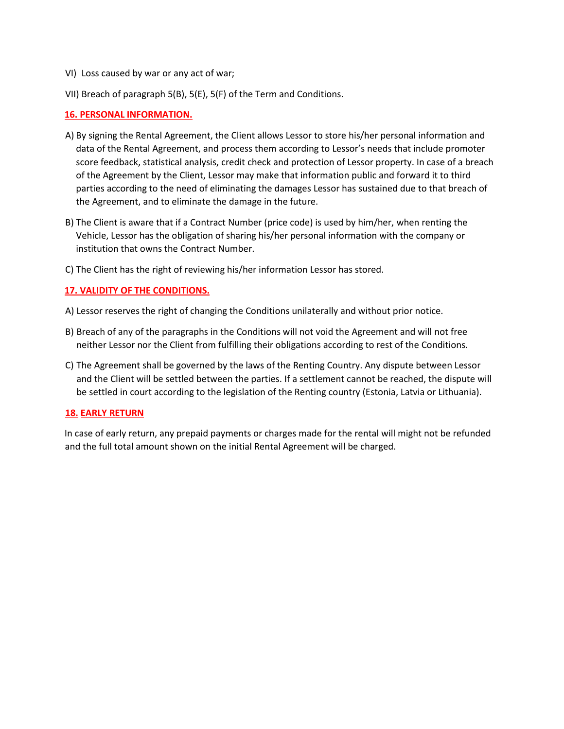VI) Loss caused by war or any act of war;

VII) Breach of paragraph 5(B), 5(E), 5(F) of the Term and Conditions.

## 16. PERSONAL INFORMATION.

A) By signing the Rental Agreement, the Client allows Lessor to store his/her personal information and data of the Rental Agreement, and process them according to Lessor's needs that include promoter score feedback, statistical analysis, credit check and protection of Lessor property. In case of a breach of the Agreement by the Client, Lessor may make that information public and forward it to third parties according to the need of eliminating the damages Lessor has sustained due to that breach of the Agreement, and to eliminate the damage in the future.

B) The Client is aware that if a Contract Number (price code) is used by him/her, when renting the Vehicle, Lessor has the obligation of sharing his/her personal information with the company or institution that owns the Contract Number.

C) The Client has the right of reviewing his/her information Lessor has stored.

## 17. VALIDITY OF THE CONDITIONS.

A) Lessor reserves the right of changing the Conditions unilaterally and without prior notice.

B) Breach of any of the paragraphs in the Conditions will not void the Agreement and will not free neither Lessor nor the Client from fulfilling their obligations according to rest of the Conditions.

C) The Agreement shall be governed by the laws of the Renting Country. Any dispute between Lessor and the Client will be settled between the parties. If a settlement cannot be reached, the dispute will be settled in court according to the legislation of the Renting country (Estonia, Latvia or Lithuania).

## 18. EARLY RETURN

In case of early return, any prepaid payments or charges made for the rental will might not be refunded and the full total amount shown on the initial Rental Agreement will be charged.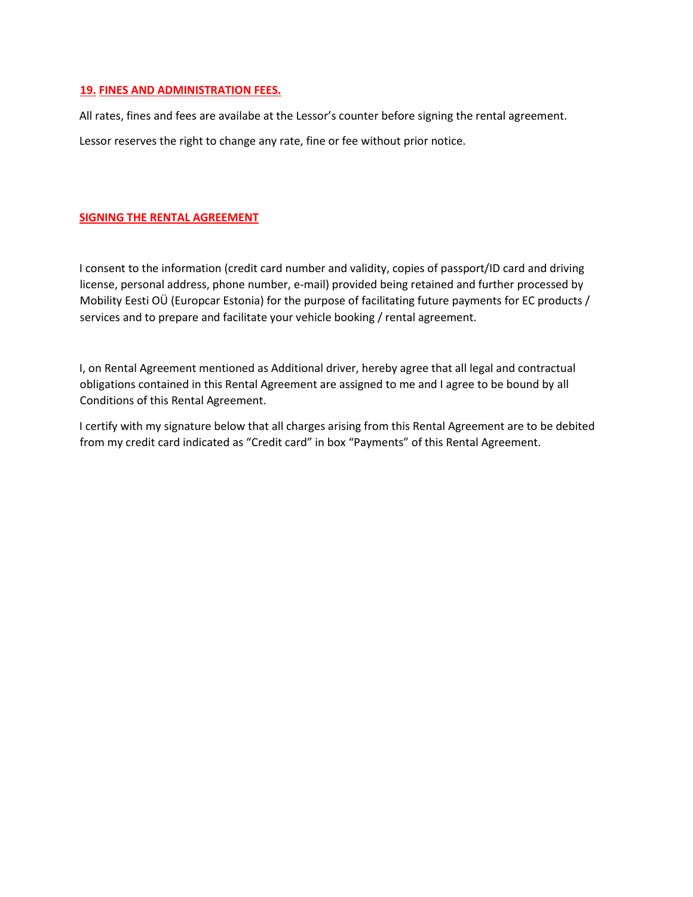## **19. FINES AND ADMINISTRATION FEES.**

All rates, fines and fees are availabe at the Lessor's counter before signing the rental agreement.

Lessor reserves the right to change any rate, fine or fee without prior notice.

## **SIGNING THE RENTAL AGREEMENT**

I consent to the information (credit card number and validity, copies of passport/ID card and driving license, personal address, phone number, e-mail) provided being retained and further processed by Mobility Eesti OÜ (Europcar Estonia) for the purpose of facilitating future payments for EC products / services and to prepare and facilitate your vehicle booking / rental agreement.

I, on Rental Agreement mentioned as Additional driver, hereby agree that all legal and contractual obligations contained in this Rental Agreement are assigned to me and I agree to be bound by all Conditions of this Rental Agreement.

I certify with my signature below that all charges arising from this Rental Agreement are to be debited from my credit card indicated as "Credit card" in box "Payments" of this Rental Agreement.